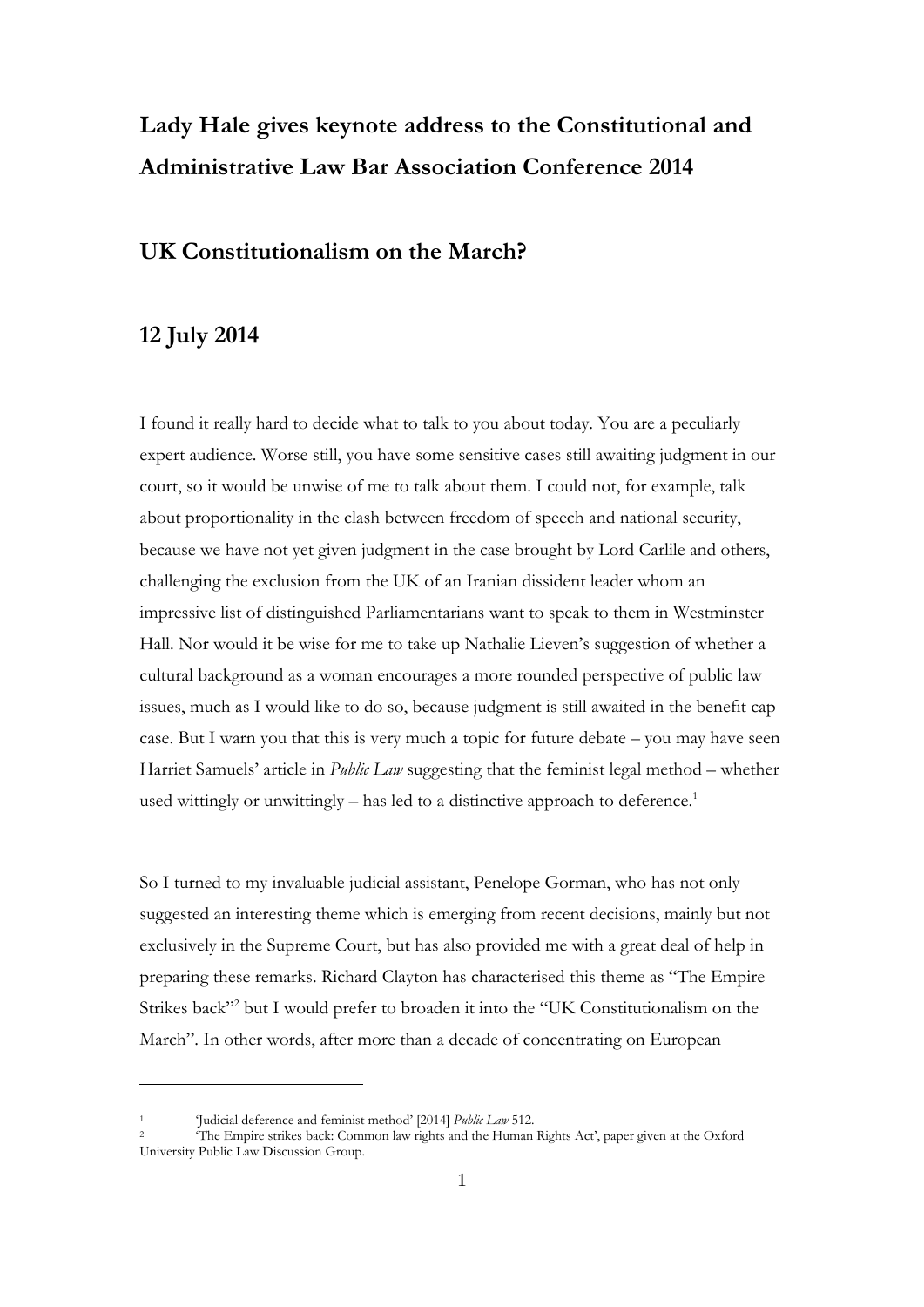# Lady Hale gives keynote address to the Constitutional and Administrative Law Bar Association Conference 2014

## UK Constitutionalism on the March?

## 12 July 2014

I found it really hard to decide what to talk to you about today. You are a peculiarly expert audience. Worse still, you have some sensitive cases still awaiting judgment in our court, so it would be unwise of me to talk about them. I could not, for example, talk about proportionality in the clash between freedom of speech and national security, because we have not yet given judgment in the case brought by Lord Carlile and others, challenging the exclusion from the UK of an Iranian dissident leader whom an impressive list of distinguished Parliamentarians want to speak to them in Westminster Hall. Nor would it be wise for me to take up Nathalie Lieven's suggestion of whether a cultural background as a woman encourages a more rounded perspective of public law issues, much as I would like to do so, because judgment is still awaited in the benefit cap case. But I warn you that this is very much a topic for future debate – you may have seen Harriet Samuels' article in *Public Law* suggesting that the feminist legal method – whether used wittingly or unwittingly – has led to a distinctive approach to deference.[1]

So I turned to my invaluable judicial assistant, Penelope Gorman, who has not only suggested an interesting theme which is emerging from recent decisions, mainly but not exclusively in the Supreme Court, but has also provided me with a great deal of help in preparing these remarks. Richard Clayton has characterised this theme as "The Empire Strikes back"[2] but I would prefer to broaden it into the "UK Constitutionalism on the March". In other words, after more than a decade of concentrating on European

---

[1] 'Judicial deference and feminist method' [2014] *Public Law* 512.

[2] 'The Empire strikes back: Common law rights and the Human Rights Act', paper given at the Oxford University Public Law Discussion Group.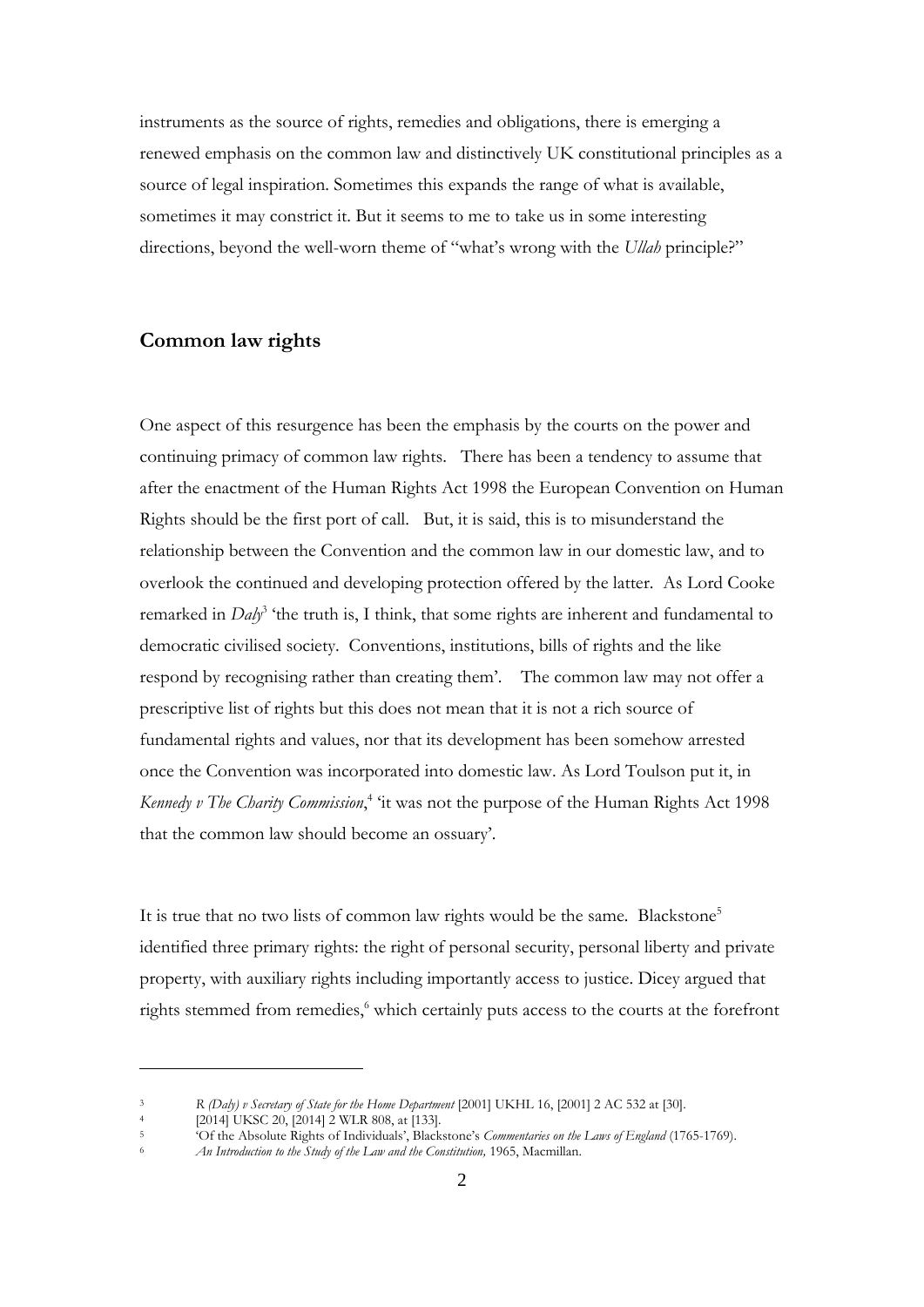instruments as the source of rights, remedies and obligations, there is emerging a renewed emphasis on the common law and distinctively UK constitutional principles as a source of legal inspiration. Sometimes this expands the range of what is available, sometimes it may constrict it. But it seems to me to take us in some interesting directions, beyond the well-worn theme of "what's wrong with the *Ullah* principle?"

## Common law rights

One aspect of this resurgence has been the emphasis by the courts on the power and continuing primacy of common law rights. There has been a tendency to assume that after the enactment of the Human Rights Act 1998 the European Convention on Human Rights should be the first port of call. But, it is said, this is to misunderstand the relationship between the Convention and the common law in our domestic law, and to overlook the continued and developing protection offered by the latter. As Lord Cooke remarked in *Daly*[3] 'the truth is, I think, that some rights are inherent and fundamental to democratic civilised society. Conventions, institutions, bills of rights and the like respond by recognising rather than creating them'. The common law may not offer a prescriptive list of rights but this does not mean that it is not a rich source of fundamental rights and values, nor that its development has been somehow arrested once the Convention was incorporated into domestic law. As Lord Toulson put it, in *Kennedy v The Charity Commission*,[4] 'it was not the purpose of the Human Rights Act 1998 that the common law should become an ossuary'.

It is true that no two lists of common law rights would be the same. Blackstone[5] identified three primary rights: the right of personal security, personal liberty and private property, with auxiliary rights including importantly access to justice. Dicey argued that rights stemmed from remedies,[6] which certainly puts access to the courts at the forefront

---

[3] *R (Daly) v Secretary of State for the Home Department* [2001] UKHL 16, [2001] 2 AC 532 at [30].

[4] [2014] UKSC 20, [2014] 2 WLR 808, at [133].

[5] 'Of the Absolute Rights of Individuals', Blackstone's *Commentaries on the Laws of England* (1765-1769).

[6] *An Introduction to the Study of the Law and the Constitution,* 1965, Macmillan.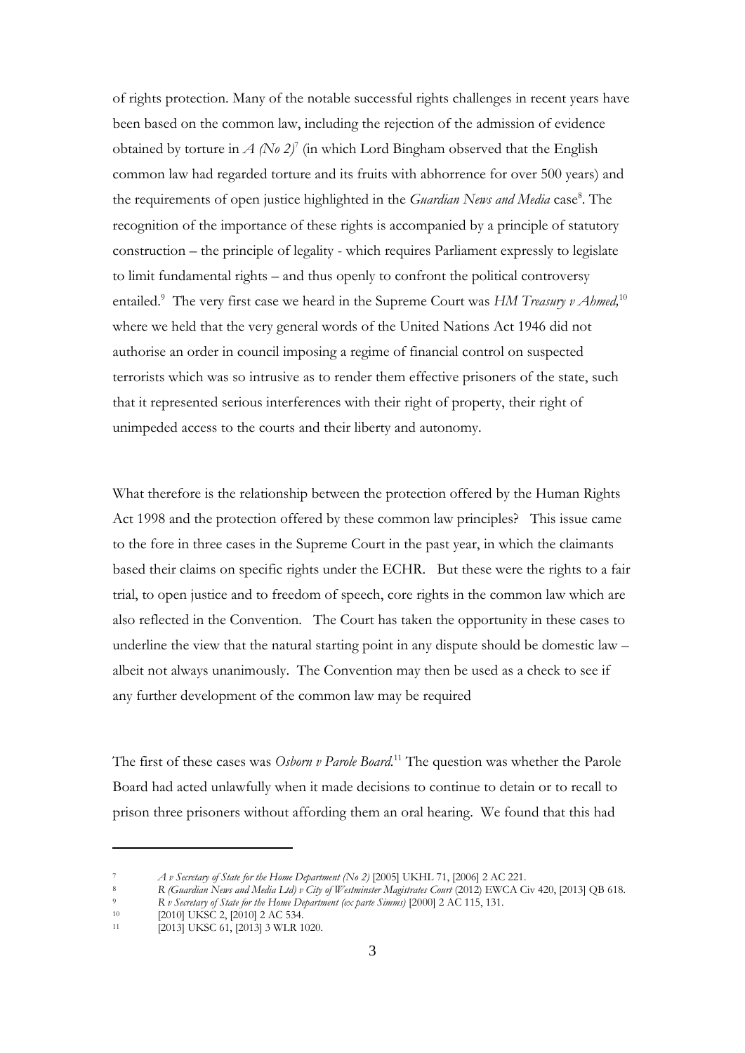of rights protection. Many of the notable successful rights challenges in recent years have been based on the common law, including the rejection of the admission of evidence obtained by torture in *A (No 2)*[7] (in which Lord Bingham observed that the English common law had regarded torture and its fruits with abhorrence for over 500 years) and the requirements of open justice highlighted in the *Guardian News and Media* case[8]. The recognition of the importance of these rights is accompanied by a principle of statutory construction – the principle of legality - which requires Parliament expressly to legislate to limit fundamental rights – and thus openly to confront the political controversy entailed.[9] The very first case we heard in the Supreme Court was *HM Treasury v Ahmed,*[10] where we held that the very general words of the United Nations Act 1946 did not authorise an order in council imposing a regime of financial control on suspected terrorists which was so intrusive as to render them effective prisoners of the state, such that it represented serious interferences with their right of property, their right of unimpeded access to the courts and their liberty and autonomy.

What therefore is the relationship between the protection offered by the Human Rights Act 1998 and the protection offered by these common law principles? This issue came to the fore in three cases in the Supreme Court in the past year, in which the claimants based their claims on specific rights under the ECHR. But these were the rights to a fair trial, to open justice and to freedom of speech, core rights in the common law which are also reflected in the Convention. The Court has taken the opportunity in these cases to underline the view that the natural starting point in any dispute should be domestic law – albeit not always unanimously. The Convention may then be used as a check to see if any further development of the common law may be required

The first of these cases was *Osborn v Parole Board.*[11] The question was whether the Parole Board had acted unlawfully when it made decisions to continue to detain or to recall to prison three prisoners without affording them an oral hearing. We found that this had

---

[7] *A v Secretary of State for the Home Department (No 2)* [2005] UKHL 71, [2006] 2 AC 221.

[8] *R (Guardian News and Media Ltd) v City of Westminster Magistrates Court* (2012) EWCA Civ 420, [2013] QB 618.

[9] *R v Secretary of State for the Home Department (ex parte Simms)* [2000] 2 AC 115, 131.

[10] [2010] UKSC 2, [2010] 2 AC 534.

[11] [2013] UKSC 61, [2013] 3 WLR 1020.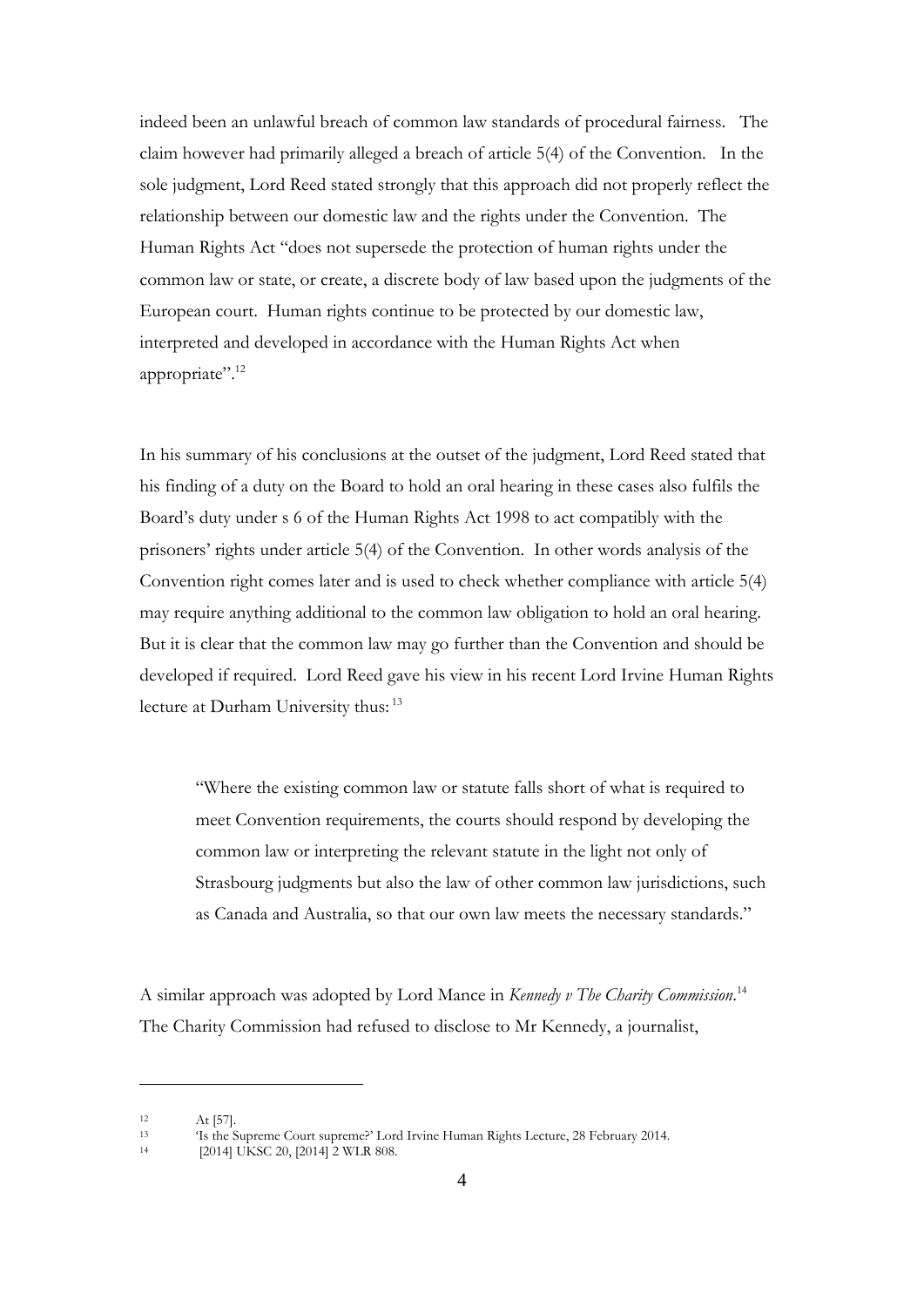indeed been an unlawful breach of common law standards of procedural fairness. The claim however had primarily alleged a breach of article 5(4) of the Convention. In the sole judgment, Lord Reed stated strongly that this approach did not properly reflect the relationship between our domestic law and the rights under the Convention. The Human Rights Act "does not supersede the protection of human rights under the common law or state, or create, a discrete body of law based upon the judgments of the European court. Human rights continue to be protected by our domestic law, interpreted and developed in accordance with the Human Rights Act when appropriate".[12]

In his summary of his conclusions at the outset of the judgment, Lord Reed stated that his finding of a duty on the Board to hold an oral hearing in these cases also fulfils the Board's duty under s 6 of the Human Rights Act 1998 to act compatibly with the prisoners' rights under article 5(4) of the Convention. In other words analysis of the Convention right comes later and is used to check whether compliance with article 5(4) may require anything additional to the common law obligation to hold an oral hearing. But it is clear that the common law may go further than the Convention and should be developed if required. Lord Reed gave his view in his recent Lord Irvine Human Rights lecture at Durham University thus: [13]

> "Where the existing common law or statute falls short of what is required to meet Convention requirements, the courts should respond by developing the common law or interpreting the relevant statute in the light not only of Strasbourg judgments but also the law of other common law jurisdictions, such as Canada and Australia, so that our own law meets the necessary standards."

A similar approach was adopted by Lord Mance in *Kennedy v The Charity Commission*.[14] The Charity Commission had refused to disclose to Mr Kennedy, a journalist,

---

[12] At [57].

[13] 'Is the Supreme Court supreme?' Lord Irvine Human Rights Lecture, 28 February 2014.

[14] [2014] UKSC 20, [2014] 2 WLR 808.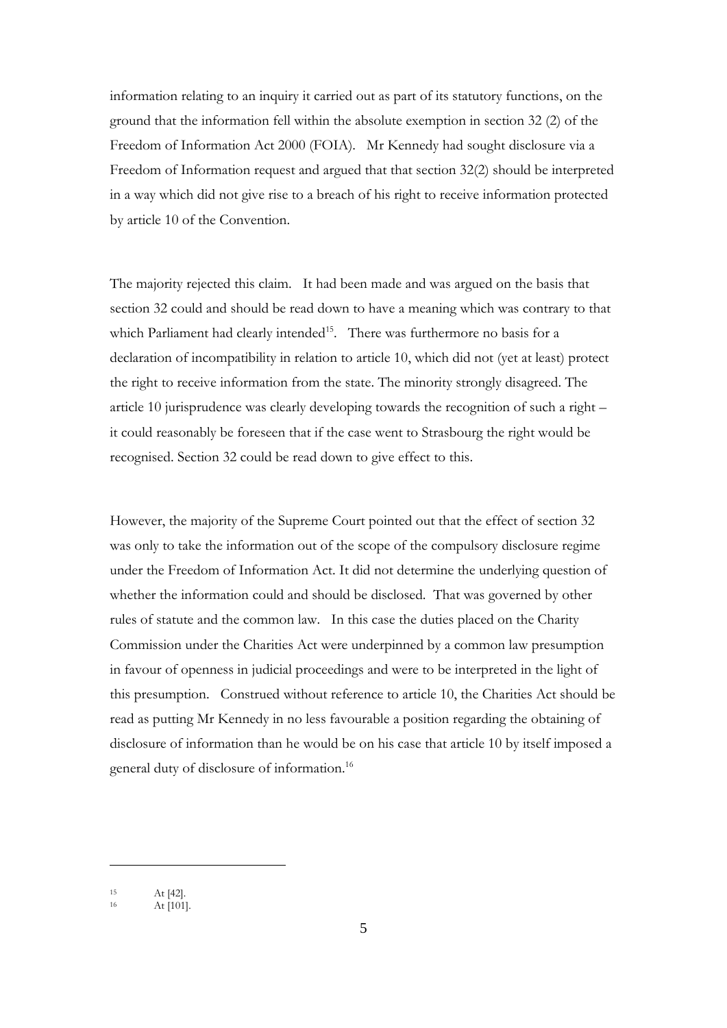information relating to an inquiry it carried out as part of its statutory functions, on the ground that the information fell within the absolute exemption in section 32 (2) of the Freedom of Information Act 2000 (FOIA). Mr Kennedy had sought disclosure via a Freedom of Information request and argued that that section 32(2) should be interpreted in a way which did not give rise to a breach of his right to receive information protected by article 10 of the Convention.

The majority rejected this claim. It had been made and was argued on the basis that section 32 could and should be read down to have a meaning which was contrary to that which Parliament had clearly intended[15]. There was furthermore no basis for a declaration of incompatibility in relation to article 10, which did not (yet at least) protect the right to receive information from the state. The minority strongly disagreed. The article 10 jurisprudence was clearly developing towards the recognition of such a right – it could reasonably be foreseen that if the case went to Strasbourg the right would be recognised. Section 32 could be read down to give effect to this.

However, the majority of the Supreme Court pointed out that the effect of section 32 was only to take the information out of the scope of the compulsory disclosure regime under the Freedom of Information Act. It did not determine the underlying question of whether the information could and should be disclosed. That was governed by other rules of statute and the common law. In this case the duties placed on the Charity Commission under the Charities Act were underpinned by a common law presumption in favour of openness in judicial proceedings and were to be interpreted in the light of this presumption. Construed without reference to article 10, the Charities Act should be read as putting Mr Kennedy in no less favourable a position regarding the obtaining of disclosure of information than he would be on his case that article 10 by itself imposed a general duty of disclosure of information.[16]

---

[15] At [42].

[16] At [101].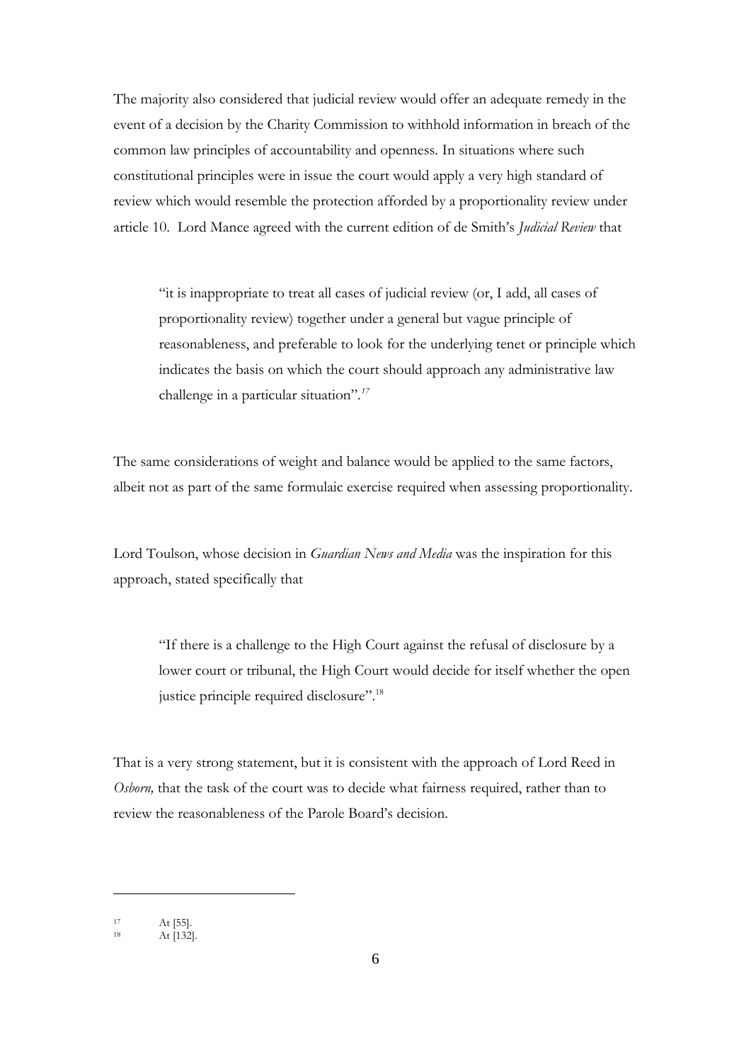The majority also considered that judicial review would offer an adequate remedy in the event of a decision by the Charity Commission to withhold information in breach of the common law principles of accountability and openness. In situations where such constitutional principles were in issue the court would apply a very high standard of review which would resemble the protection afforded by a proportionality review under article 10. Lord Mance agreed with the current edition of de Smith's *Judicial Review* that

> "it is inappropriate to treat all cases of judicial review (or, I add, all cases of proportionality review) together under a general but vague principle of reasonableness, and preferable to look for the underlying tenet or principle which indicates the basis on which the court should approach any administrative law challenge in a particular situation".[17]

The same considerations of weight and balance would be applied to the same factors, albeit not as part of the same formulaic exercise required when assessing proportionality.

Lord Toulson, whose decision in *Guardian News and Media* was the inspiration for this approach, stated specifically that

> "If there is a challenge to the High Court against the refusal of disclosure by a lower court or tribunal, the High Court would decide for itself whether the open justice principle required disclosure".[18]

That is a very strong statement, but it is consistent with the approach of Lord Reed in *Osborn,* that the task of the court was to decide what fairness required, rather than to review the reasonableness of the Parole Board's decision.

---

[17] At [55].

[18] At [132].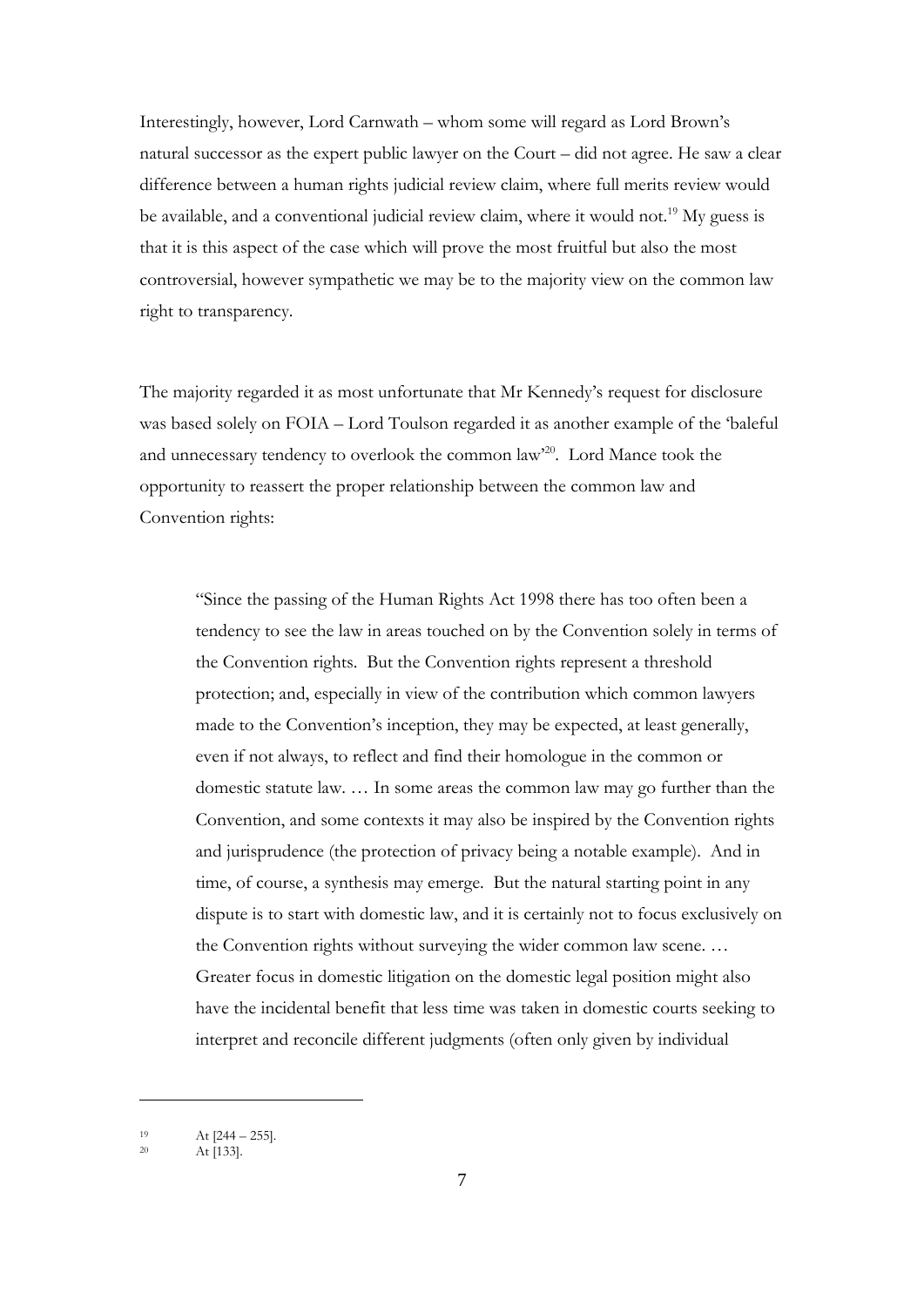Interestingly, however, Lord Carnwath – whom some will regard as Lord Brown's natural successor as the expert public lawyer on the Court – did not agree. He saw a clear difference between a human rights judicial review claim, where full merits review would be available, and a conventional judicial review claim, where it would not.[19] My guess is that it is this aspect of the case which will prove the most fruitful but also the most controversial, however sympathetic we may be to the majority view on the common law right to transparency.

The majority regarded it as most unfortunate that Mr Kennedy's request for disclosure was based solely on FOIA – Lord Toulson regarded it as another example of the 'baleful and unnecessary tendency to overlook the common law'[20]. Lord Mance took the opportunity to reassert the proper relationship between the common law and Convention rights:

> "Since the passing of the Human Rights Act 1998 there has too often been a tendency to see the law in areas touched on by the Convention solely in terms of the Convention rights. But the Convention rights represent a threshold protection; and, especially in view of the contribution which common lawyers made to the Convention's inception, they may be expected, at least generally, even if not always, to reflect and find their homologue in the common or domestic statute law. … In some areas the common law may go further than the Convention, and some contexts it may also be inspired by the Convention rights and jurisprudence (the protection of privacy being a notable example). And in time, of course, a synthesis may emerge. But the natural starting point in any dispute is to start with domestic law, and it is certainly not to focus exclusively on the Convention rights without surveying the wider common law scene. … Greater focus in domestic litigation on the domestic legal position might also have the incidental benefit that less time was taken in domestic courts seeking to interpret and reconcile different judgments (often only given by individual

---

[19] At [244 – 255].

[20] At [133].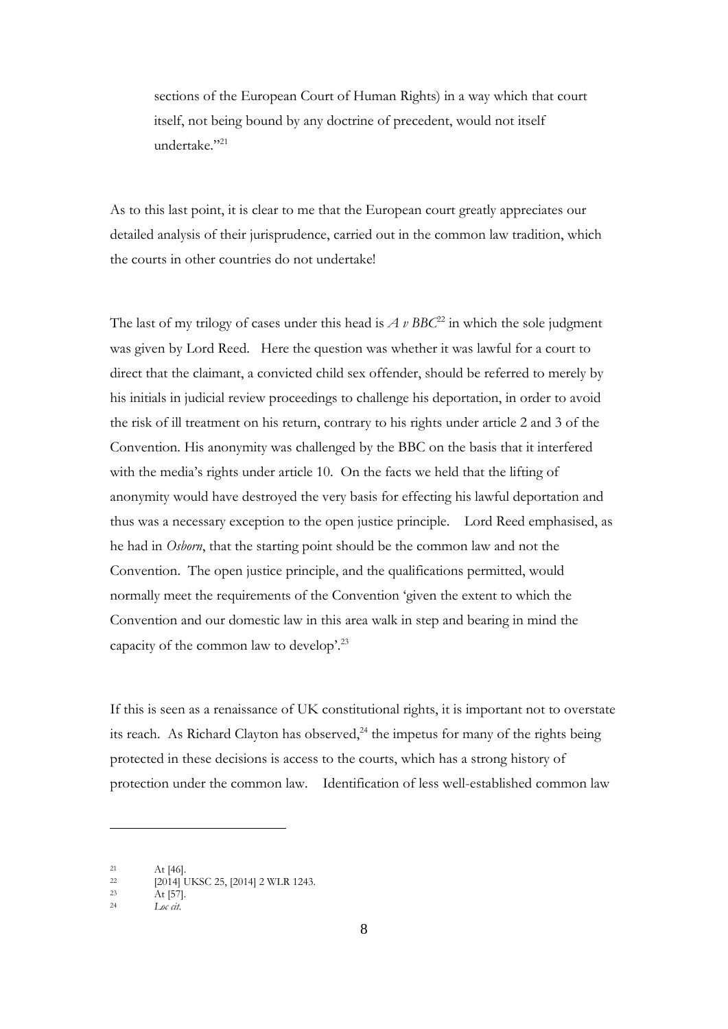> sections of the European Court of Human Rights) in a way which that court itself, not being bound by any doctrine of precedent, would not itself undertake."[21]

As to this last point, it is clear to me that the European court greatly appreciates our detailed analysis of their jurisprudence, carried out in the common law tradition, which the courts in other countries do not undertake!

The last of my trilogy of cases under this head is *A v BBC*[22] in which the sole judgment was given by Lord Reed. Here the question was whether it was lawful for a court to direct that the claimant, a convicted child sex offender, should be referred to merely by his initials in judicial review proceedings to challenge his deportation, in order to avoid the risk of ill treatment on his return, contrary to his rights under article 2 and 3 of the Convention. His anonymity was challenged by the BBC on the basis that it interfered with the media's rights under article 10. On the facts we held that the lifting of anonymity would have destroyed the very basis for effecting his lawful deportation and thus was a necessary exception to the open justice principle. Lord Reed emphasised, as he had in *Osborn*, that the starting point should be the common law and not the Convention. The open justice principle, and the qualifications permitted, would normally meet the requirements of the Convention 'given the extent to which the Convention and our domestic law in this area walk in step and bearing in mind the capacity of the common law to develop'.[23]

If this is seen as a renaissance of UK constitutional rights, it is important not to overstate its reach. As Richard Clayton has observed,[24] the impetus for many of the rights being protected in these decisions is access to the courts, which has a strong history of protection under the common law. Identification of less well-established common law

---

[21] At [46].

[22] [2014] UKSC 25, [2014] 2 WLR 1243.

[23] At [57].

[24] *Loc cit.*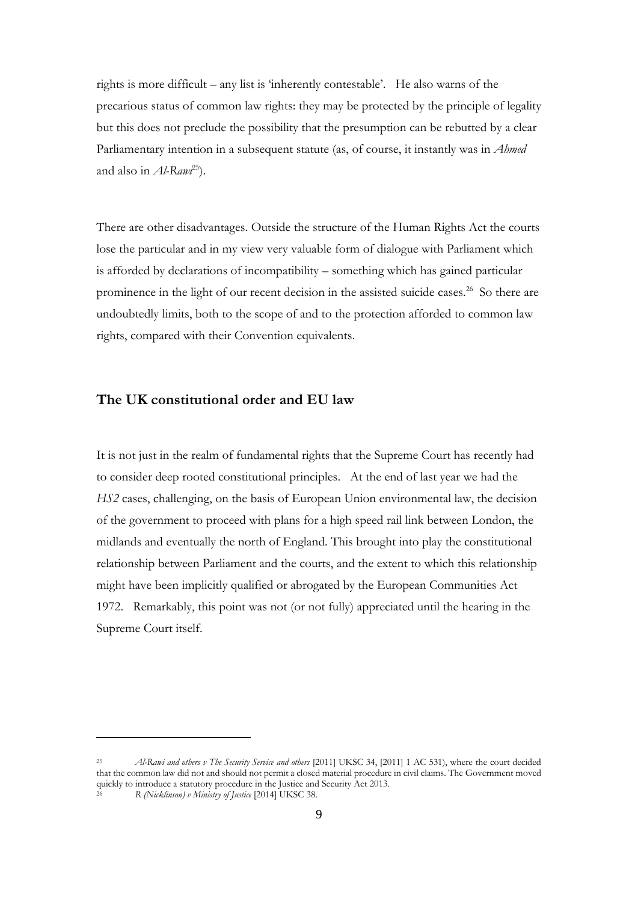rights is more difficult – any list is 'inherently contestable'. He also warns of the precarious status of common law rights: they may be protected by the principle of legality but this does not preclude the possibility that the presumption can be rebutted by a clear Parliamentary intention in a subsequent statute (as, of course, it instantly was in *Ahmed* and also in *Al-Rawi*[25]).

There are other disadvantages. Outside the structure of the Human Rights Act the courts lose the particular and in my view very valuable form of dialogue with Parliament which is afforded by declarations of incompatibility – something which has gained particular prominence in the light of our recent decision in the assisted suicide cases.[26] So there are undoubtedly limits, both to the scope of and to the protection afforded to common law rights, compared with their Convention equivalents.

## The UK constitutional order and EU law

It is not just in the realm of fundamental rights that the Supreme Court has recently had to consider deep rooted constitutional principles. At the end of last year we had the *HS2* cases, challenging, on the basis of European Union environmental law, the decision of the government to proceed with plans for a high speed rail link between London, the midlands and eventually the north of England. This brought into play the constitutional relationship between Parliament and the courts, and the extent to which this relationship might have been implicitly qualified or abrogated by the European Communities Act 1972. Remarkably, this point was not (or not fully) appreciated until the hearing in the Supreme Court itself.

---

[25] *Al-Rawi and others v The Security Service and others* [2011] UKSC 34, [2011] 1 AC 531), where the court decided that the common law did not and should not permit a closed material procedure in civil claims. The Government moved quickly to introduce a statutory procedure in the Justice and Security Act 2013.

[26] *R (Nicklinson) v Ministry of Justice* [2014] UKSC 38.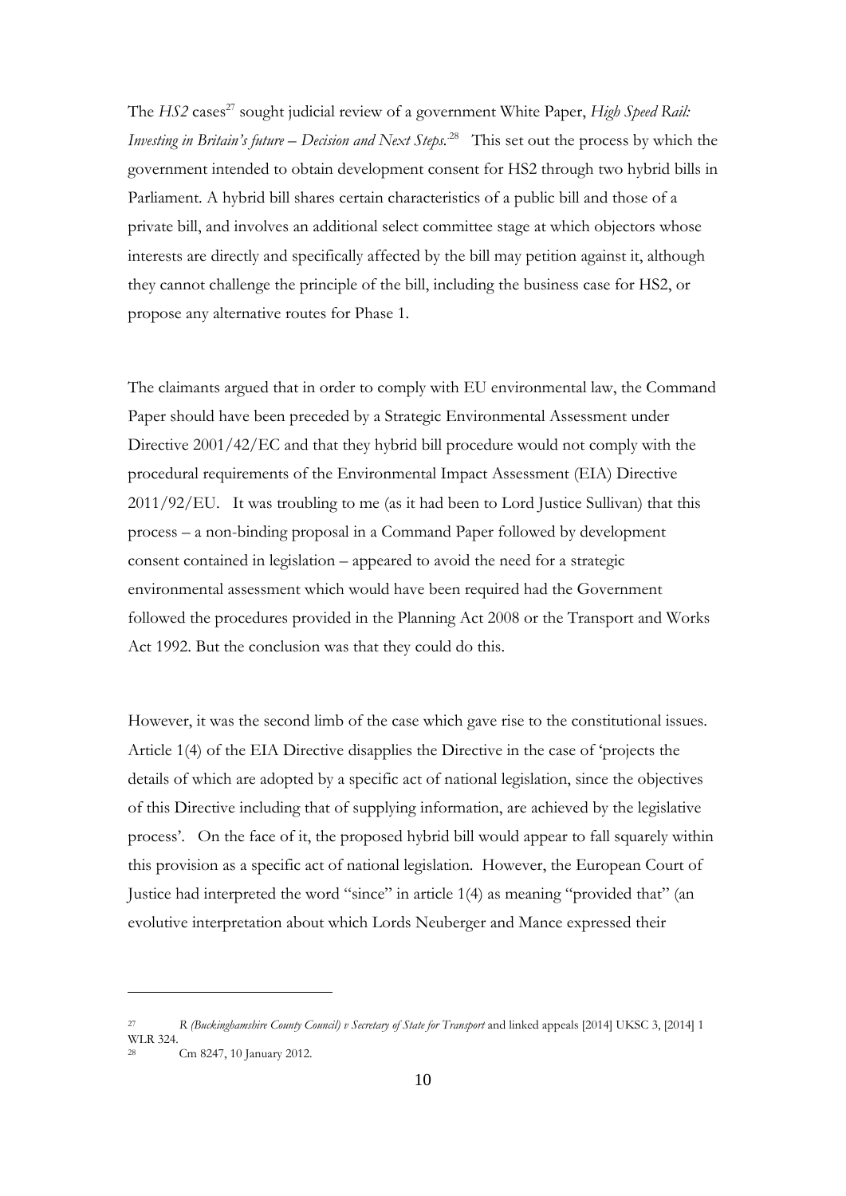The *HS2* cases[27] sought judicial review of a government White Paper, *High Speed Rail: Investing in Britain's future – Decision and Next Steps.*[28] This set out the process by which the government intended to obtain development consent for HS2 through two hybrid bills in Parliament. A hybrid bill shares certain characteristics of a public bill and those of a private bill, and involves an additional select committee stage at which objectors whose interests are directly and specifically affected by the bill may petition against it, although they cannot challenge the principle of the bill, including the business case for HS2, or propose any alternative routes for Phase 1.

The claimants argued that in order to comply with EU environmental law, the Command Paper should have been preceded by a Strategic Environmental Assessment under Directive 2001/42/EC and that they hybrid bill procedure would not comply with the procedural requirements of the Environmental Impact Assessment (EIA) Directive 2011/92/EU. It was troubling to me (as it had been to Lord Justice Sullivan) that this process – a non-binding proposal in a Command Paper followed by development consent contained in legislation – appeared to avoid the need for a strategic environmental assessment which would have been required had the Government followed the procedures provided in the Planning Act 2008 or the Transport and Works Act 1992. But the conclusion was that they could do this.

However, it was the second limb of the case which gave rise to the constitutional issues. Article 1(4) of the EIA Directive disapplies the Directive in the case of 'projects the details of which are adopted by a specific act of national legislation, since the objectives of this Directive including that of supplying information, are achieved by the legislative process'. On the face of it, the proposed hybrid bill would appear to fall squarely within this provision as a specific act of national legislation. However, the European Court of Justice had interpreted the word "since" in article 1(4) as meaning "provided that" (an evolutive interpretation about which Lords Neuberger and Mance expressed their

[27] *R (Buckinghamshire County Council) v Secretary of State for Transport* and linked appeals [2014] UKSC 3, [2014] 1 WLR 324.

[28] Cm 8247, 10 January 2012.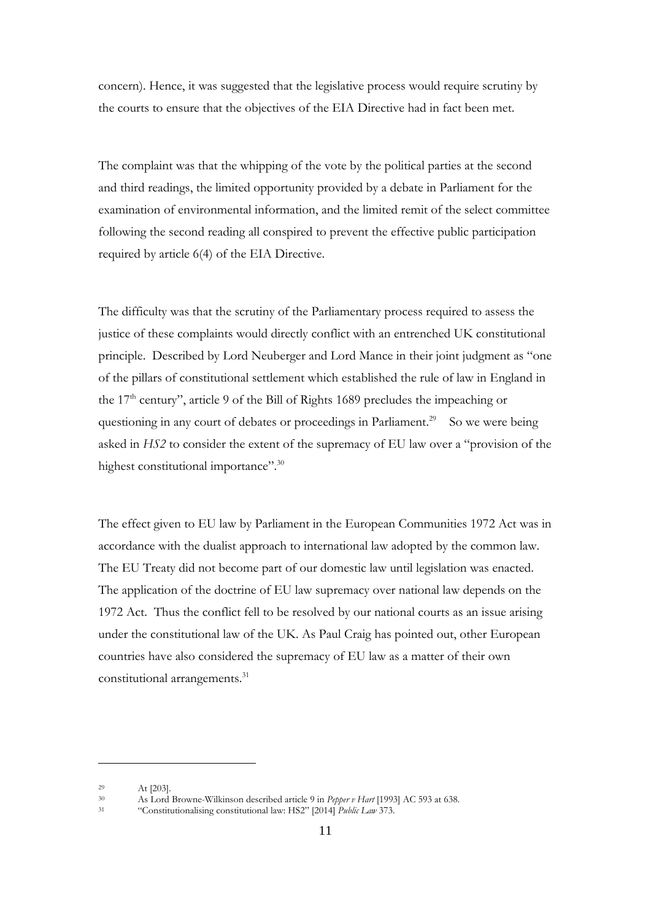concern). Hence, it was suggested that the legislative process would require scrutiny by the courts to ensure that the objectives of the EIA Directive had in fact been met.

The complaint was that the whipping of the vote by the political parties at the second and third readings, the limited opportunity provided by a debate in Parliament for the examination of environmental information, and the limited remit of the select committee following the second reading all conspired to prevent the effective public participation required by article 6(4) of the EIA Directive.

The difficulty was that the scrutiny of the Parliamentary process required to assess the justice of these complaints would directly conflict with an entrenched UK constitutional principle. Described by Lord Neuberger and Lord Mance in their joint judgment as "one of the pillars of constitutional settlement which established the rule of law in England in the 17th century", article 9 of the Bill of Rights 1689 precludes the impeaching or questioning in any court of debates or proceedings in Parliament.[29] So we were being asked in *HS2* to consider the extent of the supremacy of EU law over a "provision of the highest constitutional importance".[30]

The effect given to EU law by Parliament in the European Communities 1972 Act was in accordance with the dualist approach to international law adopted by the common law. The EU Treaty did not become part of our domestic law until legislation was enacted. The application of the doctrine of EU law supremacy over national law depends on the 1972 Act. Thus the conflict fell to be resolved by our national courts as an issue arising under the constitutional law of the UK. As Paul Craig has pointed out, other European countries have also considered the supremacy of EU law as a matter of their own constitutional arrangements.[31]

---

[29] At [203].

[30] As Lord Browne-Wilkinson described article 9 in *Pepper v Hart* [1993] AC 593 at 638.

[31] "Constitutionalising constitutional law: HS2" [2014] *Public Law* 373.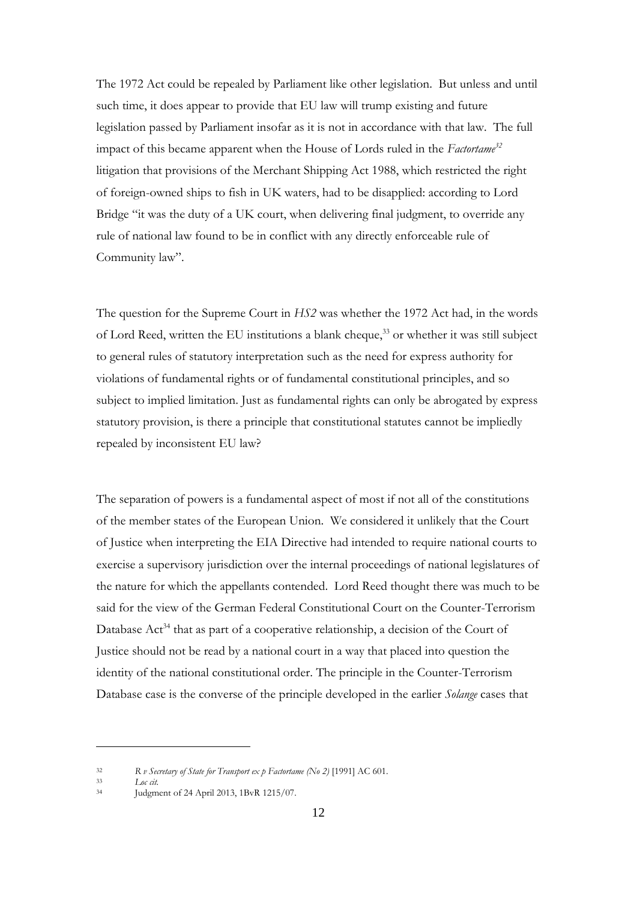The 1972 Act could be repealed by Parliament like other legislation. But unless and until such time, it does appear to provide that EU law will trump existing and future legislation passed by Parliament insofar as it is not in accordance with that law. The full impact of this became apparent when the House of Lords ruled in the *Factortame*[32] litigation that provisions of the Merchant Shipping Act 1988, which restricted the right of foreign-owned ships to fish in UK waters, had to be disapplied: according to Lord Bridge "it was the duty of a UK court, when delivering final judgment, to override any rule of national law found to be in conflict with any directly enforceable rule of Community law".

The question for the Supreme Court in *HS2* was whether the 1972 Act had, in the words of Lord Reed, written the EU institutions a blank cheque,[33] or whether it was still subject to general rules of statutory interpretation such as the need for express authority for violations of fundamental rights or of fundamental constitutional principles, and so subject to implied limitation. Just as fundamental rights can only be abrogated by express statutory provision, is there a principle that constitutional statutes cannot be impliedly repealed by inconsistent EU law?

The separation of powers is a fundamental aspect of most if not all of the constitutions of the member states of the European Union. We considered it unlikely that the Court of Justice when interpreting the EIA Directive had intended to require national courts to exercise a supervisory jurisdiction over the internal proceedings of national legislatures of the nature for which the appellants contended. Lord Reed thought there was much to be said for the view of the German Federal Constitutional Court on the Counter-Terrorism Database Act[34] that as part of a cooperative relationship, a decision of the Court of Justice should not be read by a national court in a way that placed into question the identity of the national constitutional order. The principle in the Counter-Terrorism Database case is the converse of the principle developed in the earlier *Solange* cases that

---

[32] *R v Secretary of State for Transport ex p Factortame (No 2)* [1991] AC 601.

[33] *Loc cit.*

[34] Judgment of 24 April 2013, 1BvR 1215/07.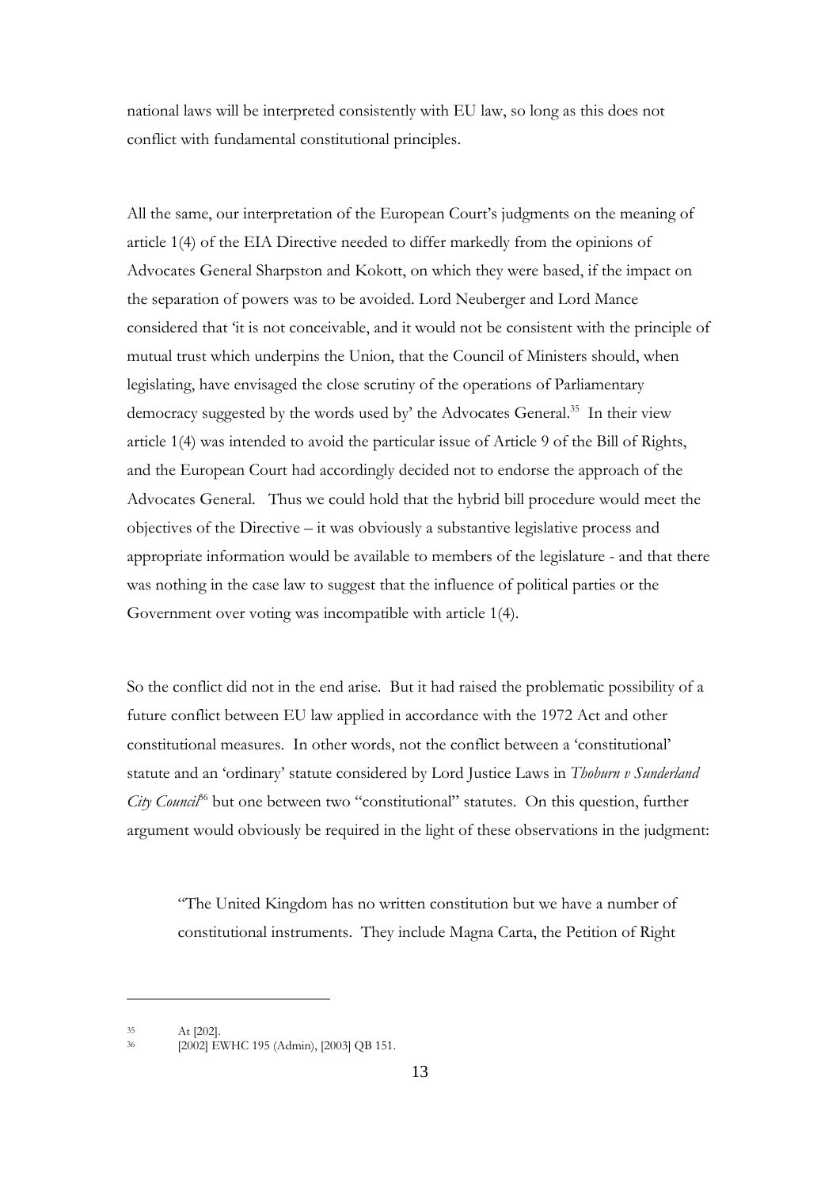national laws will be interpreted consistently with EU law, so long as this does not conflict with fundamental constitutional principles.

All the same, our interpretation of the European Court's judgments on the meaning of article 1(4) of the EIA Directive needed to differ markedly from the opinions of Advocates General Sharpston and Kokott, on which they were based, if the impact on the separation of powers was to be avoided. Lord Neuberger and Lord Mance considered that 'it is not conceivable, and it would not be consistent with the principle of mutual trust which underpins the Union, that the Council of Ministers should, when legislating, have envisaged the close scrutiny of the operations of Parliamentary democracy suggested by the words used by' the Advocates General.[35] In their view article 1(4) was intended to avoid the particular issue of Article 9 of the Bill of Rights, and the European Court had accordingly decided not to endorse the approach of the Advocates General. Thus we could hold that the hybrid bill procedure would meet the objectives of the Directive – it was obviously a substantive legislative process and appropriate information would be available to members of the legislature - and that there was nothing in the case law to suggest that the influence of political parties or the Government over voting was incompatible with article 1(4).

So the conflict did not in the end arise. But it had raised the problematic possibility of a future conflict between EU law applied in accordance with the 1972 Act and other constitutional measures. In other words, not the conflict between a 'constitutional' statute and an 'ordinary' statute considered by Lord Justice Laws in *Thoburn v Sunderland City Council*[36] but one between two "constitutional" statutes. On this question, further argument would obviously be required in the light of these observations in the judgment:

> "The United Kingdom has no written constitution but we have a number of constitutional instruments. They include Magna Carta, the Petition of Right

---

[35] At [202].

[36] [2002] EWHC 195 (Admin), [2003] QB 151.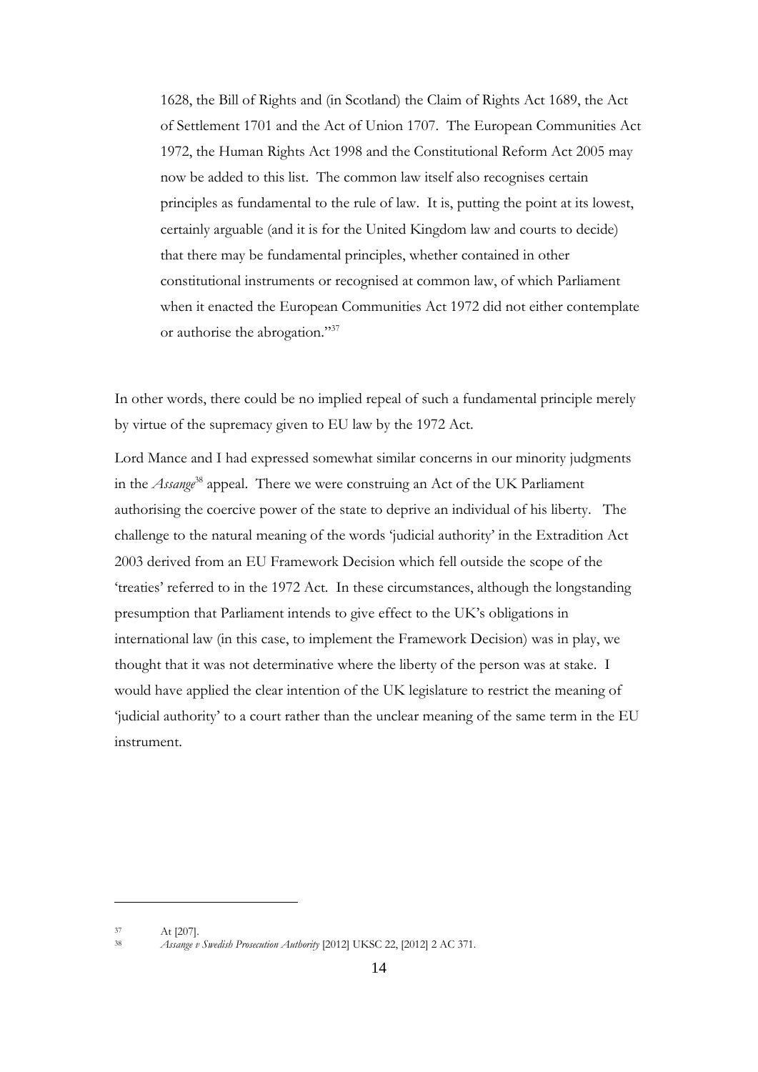> 1628, the Bill of Rights and (in Scotland) the Claim of Rights Act 1689, the Act of Settlement 1701 and the Act of Union 1707. The European Communities Act 1972, the Human Rights Act 1998 and the Constitutional Reform Act 2005 may now be added to this list. The common law itself also recognises certain principles as fundamental to the rule of law. It is, putting the point at its lowest, certainly arguable (and it is for the United Kingdom law and courts to decide) that there may be fundamental principles, whether contained in other constitutional instruments or recognised at common law, of which Parliament when it enacted the European Communities Act 1972 did not either contemplate or authorise the abrogation."[37]

In other words, there could be no implied repeal of such a fundamental principle merely by virtue of the supremacy given to EU law by the 1972 Act.

Lord Mance and I had expressed somewhat similar concerns in our minority judgments in the *Assange*[38] appeal. There we were construing an Act of the UK Parliament authorising the coercive power of the state to deprive an individual of his liberty. The challenge to the natural meaning of the words 'judicial authority' in the Extradition Act 2003 derived from an EU Framework Decision which fell outside the scope of the 'treaties' referred to in the 1972 Act. In these circumstances, although the longstanding presumption that Parliament intends to give effect to the UK's obligations in international law (in this case, to implement the Framework Decision) was in play, we thought that it was not determinative where the liberty of the person was at stake. I would have applied the clear intention of the UK legislature to restrict the meaning of 'judicial authority' to a court rather than the unclear meaning of the same term in the EU instrument.

---

[37] At [207].

[38] *Assange v Swedish Prosecution Authority* [2012] UKSC 22, [2012] 2 AC 371.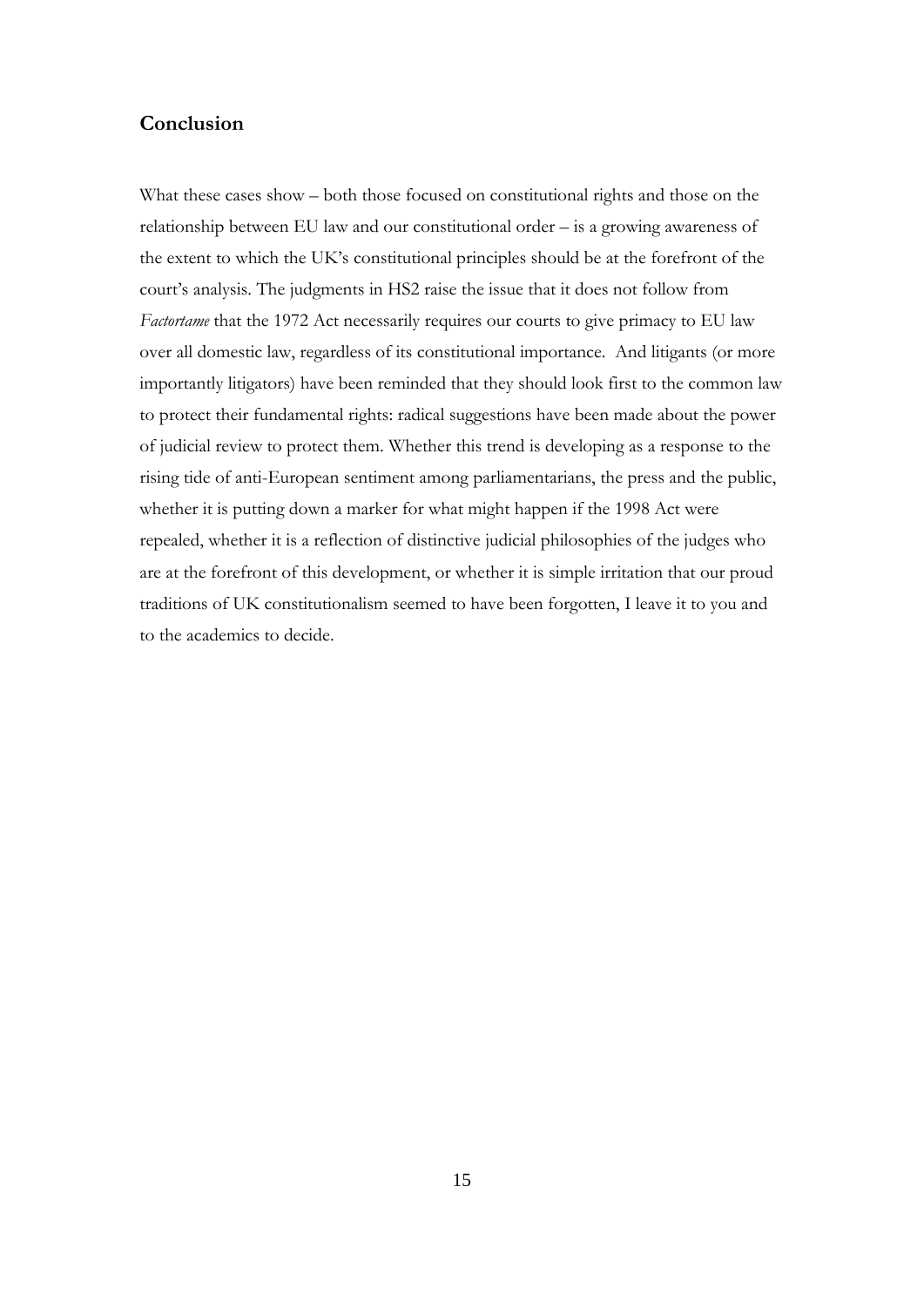## Conclusion

What these cases show – both those focused on constitutional rights and those on the relationship between EU law and our constitutional order – is a growing awareness of the extent to which the UK's constitutional principles should be at the forefront of the court's analysis. The judgments in HS2 raise the issue that it does not follow from *Factortame* that the 1972 Act necessarily requires our courts to give primacy to EU law over all domestic law, regardless of its constitutional importance. And litigants (or more importantly litigators) have been reminded that they should look first to the common law to protect their fundamental rights: radical suggestions have been made about the power of judicial review to protect them. Whether this trend is developing as a response to the rising tide of anti-European sentiment among parliamentarians, the press and the public, whether it is putting down a marker for what might happen if the 1998 Act were repealed, whether it is a reflection of distinctive judicial philosophies of the judges who are at the forefront of this development, or whether it is simple irritation that our proud traditions of UK constitutionalism seemed to have been forgotten, I leave it to you and to the academics to decide.